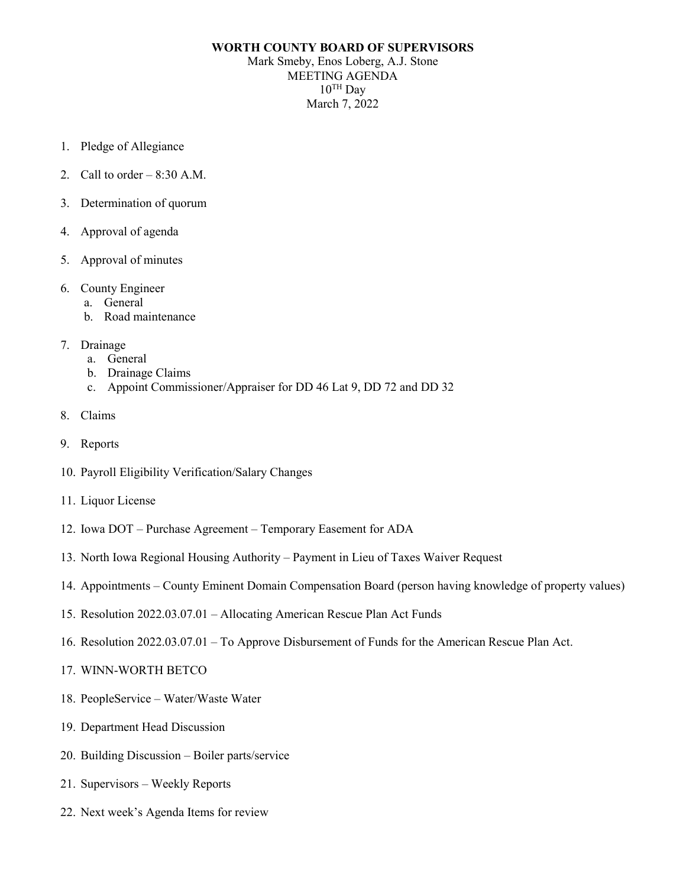**WORTH COUNTY BOARD OF SUPERVISORS**

Mark Smeby, Enos Loberg, A.J. Stone

MEETING AGENDA

10TH Day

March 7, 2022

1. Pledge of Allegiance
2. Call to order – 8:30 A.M.
3. Determination of quorum
4. Approval of agenda
5. Approval of minutes
6. County Engineer
   a. General
   b. Road maintenance
7. Drainage
   a. General
   b. Drainage Claims
   c. Appoint Commissioner/Appraiser for DD 46 Lat 9, DD 72 and DD 32
8. Claims
9. Reports
10. Payroll Eligibility Verification/Salary Changes
11. Liquor License
12. Iowa DOT – Purchase Agreement – Temporary Easement for ADA
13. North Iowa Regional Housing Authority – Payment in Lieu of Taxes Waiver Request
14. Appointments – County Eminent Domain Compensation Board (person having knowledge of property values)
15. Resolution 2022.03.07.01 – Allocating American Rescue Plan Act Funds
16. Resolution 2022.03.07.01 – To Approve Disbursement of Funds for the American Rescue Plan Act.
17. WINN-WORTH BETCO
18. PeopleService – Water/Waste Water
19. Department Head Discussion
20. Building Discussion – Boiler parts/service
21. Supervisors – Weekly Reports
22. Next week's Agenda Items for review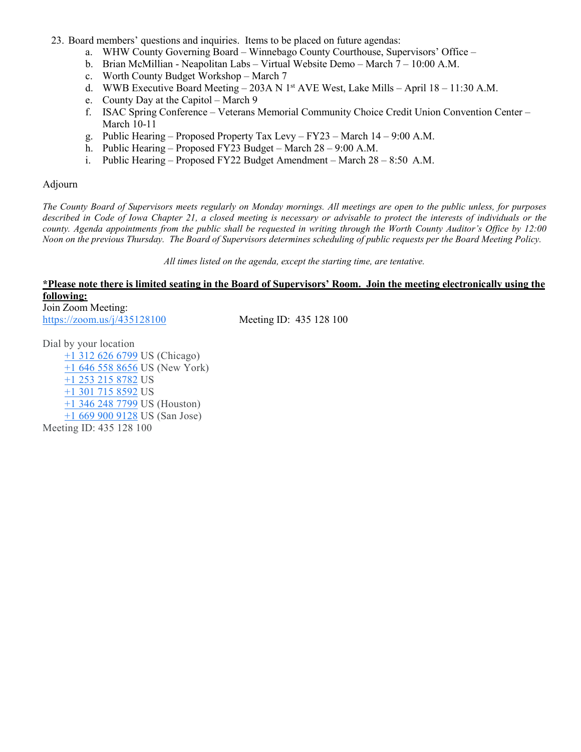23. Board members' questions and inquiries. Items to be placed on future agendas:
    a. WHW County Governing Board – Winnebago County Courthouse, Supervisors' Office –
    b. Brian McMillian - Neapolitan Labs – Virtual Website Demo – March 7 – 10:00 A.M.
    c. Worth County Budget Workshop – March 7
    d. WWB Executive Board Meeting – 203A N 1st AVE West, Lake Mills – April 18 – 11:30 A.M.
    e. County Day at the Capitol – March 9
    f. ISAC Spring Conference – Veterans Memorial Community Choice Credit Union Convention Center – March 10-11
    g. Public Hearing – Proposed Property Tax Levy – FY23 – March 14 – 9:00 A.M.
    h. Public Hearing – Proposed FY23 Budget – March 28 – 9:00 A.M.
    i. Public Hearing – Proposed FY22 Budget Amendment – March 28 – 8:50 A.M.

Adjourn

*The County Board of Supervisors meets regularly on Monday mornings. All meetings are open to the public unless, for purposes described in Code of Iowa Chapter 21, a closed meeting is necessary or advisable to protect the interests of individuals or the county. Agenda appointments from the public shall be requested in writing through the Worth County Auditor's Office by 12:00 Noon on the previous Thursday. The Board of Supervisors determines scheduling of public requests per the Board Meeting Policy.*

*All times listed on the agenda, except the starting time, are tentative.*

**\*Please note there is limited seating in the Board of Supervisors' Room. Join the meeting electronically using the following:**

Join Zoom Meeting:
https://zoom.us/j/435128100 Meeting ID: 435 128 100

Dial by your location
+1 312 626 6799 US (Chicago)
+1 646 558 8656 US (New York)
+1 253 215 8782 US
+1 301 715 8592 US
+1 346 248 7799 US (Houston)
+1 669 900 9128 US (San Jose)
Meeting ID: 435 128 100